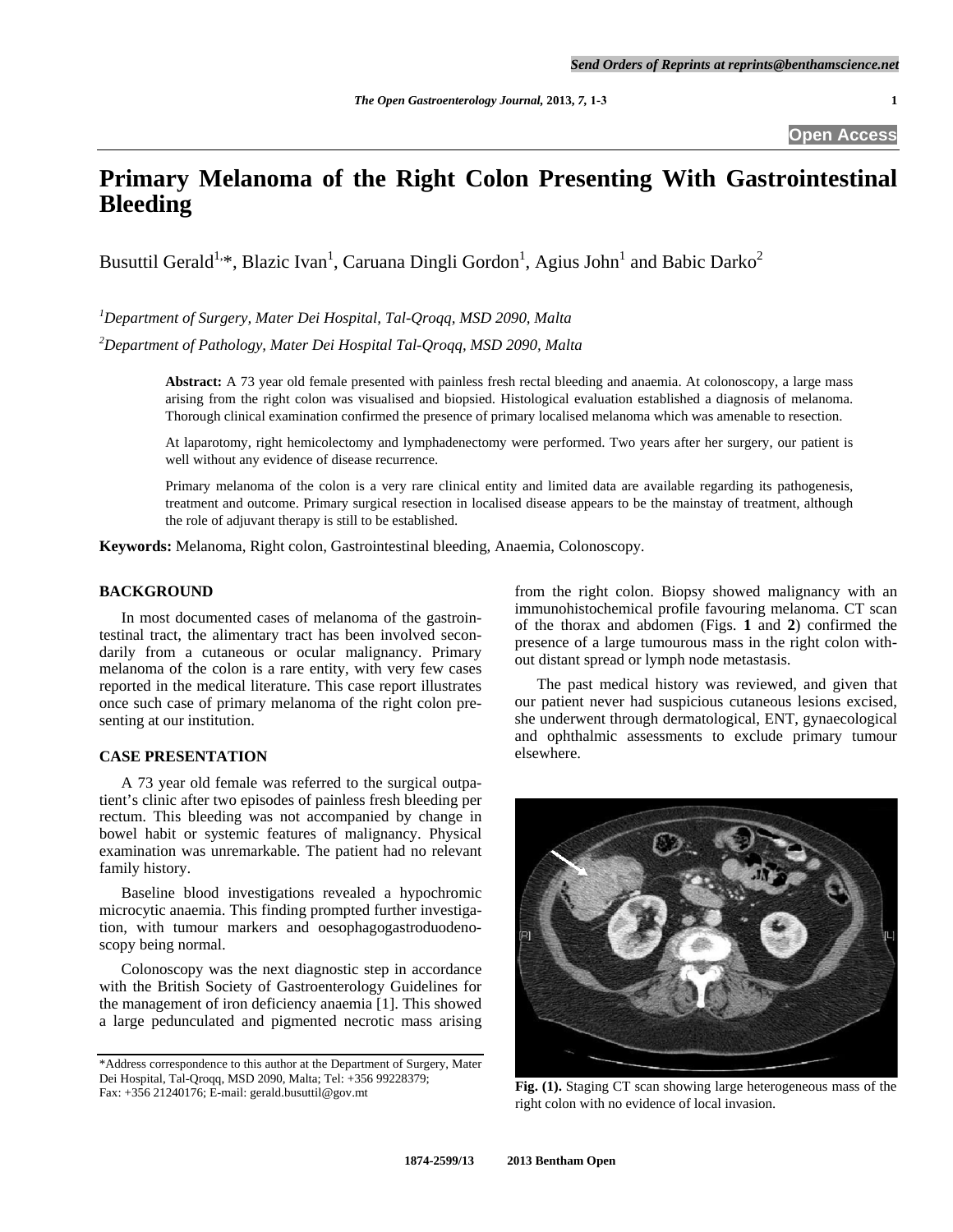# Primary Melanoma of the Right Colon Presenting With Gastrointestinal Bleeding

Busuttil Gerald[1,*], Blazic Ivan[1], Caruana Dingli Gordon[1], Agius John[1] and Babic Darko[2]

[1]*Department of Surgery, Mater Dei Hospital, Tal-Qroqq, MSD 2090, Malta*

[2]*Department of Pathology, Mater Dei Hospital Tal-Qroqq, MSD 2090, Malta*

**Abstract:** A 73 year old female presented with painless fresh rectal bleeding and anaemia. At colonoscopy, a large mass arising from the right colon was visualised and biopsied. Histological evaluation established a diagnosis of melanoma. Thorough clinical examination confirmed the presence of primary localised melanoma which was amenable to resection.

At laparotomy, right hemicolectomy and lymphadenectomy were performed. Two years after her surgery, our patient is well without any evidence of disease recurrence.

Primary melanoma of the colon is a very rare clinical entity and limited data are available regarding its pathogenesis, treatment and outcome. Primary surgical resection in localised disease appears to be the mainstay of treatment, although the role of adjuvant therapy is still to be established.

**Keywords:** Melanoma, Right colon, Gastrointestinal bleeding, Anaemia, Colonoscopy.

## BACKGROUND

In most documented cases of melanoma of the gastrointestinal tract, the alimentary tract has been involved secondarily from a cutaneous or ocular malignancy. Primary melanoma of the colon is a rare entity, with very few cases reported in the medical literature. This case report illustrates once such case of primary melanoma of the right colon presenting at our institution.

## CASE PRESENTATION

A 73 year old female was referred to the surgical outpatient's clinic after two episodes of painless fresh bleeding per rectum. This bleeding was not accompanied by change in bowel habit or systemic features of malignancy. Physical examination was unremarkable. The patient had no relevant family history.

Baseline blood investigations revealed a hypochromic microcytic anaemia. This finding prompted further investigation, with tumour markers and oesophagogastroduodenoscopy being normal.

Colonoscopy was the next diagnostic step in accordance with the British Society of Gastroenterology Guidelines for the management of iron deficiency anaemia [1]. This showed a large pedunculated and pigmented necrotic mass arising from the right colon. Biopsy showed malignancy with an immunohistochemical profile favouring melanoma. CT scan of the thorax and abdomen (Figs. **1** and **2**) confirmed the presence of a large tumourous mass in the right colon without distant spread or lymph node metastasis.

The past medical history was reviewed, and given that our patient never had suspicious cutaneous lesions excised, she underwent through dermatological, ENT, gynaecological and ophthalmic assessments to exclude primary tumour elsewhere.

**Fig. (1).** Staging CT scan showing large heterogeneous mass of the right colon with no evidence of local invasion.

*Address correspondence to this author at the Department of Surgery, Mater Dei Hospital, Tal-Qroqq, MSD 2090, Malta; Tel: +356 99228379; Fax: +356 21240176; E-mail: gerald.busuttil@gov.mt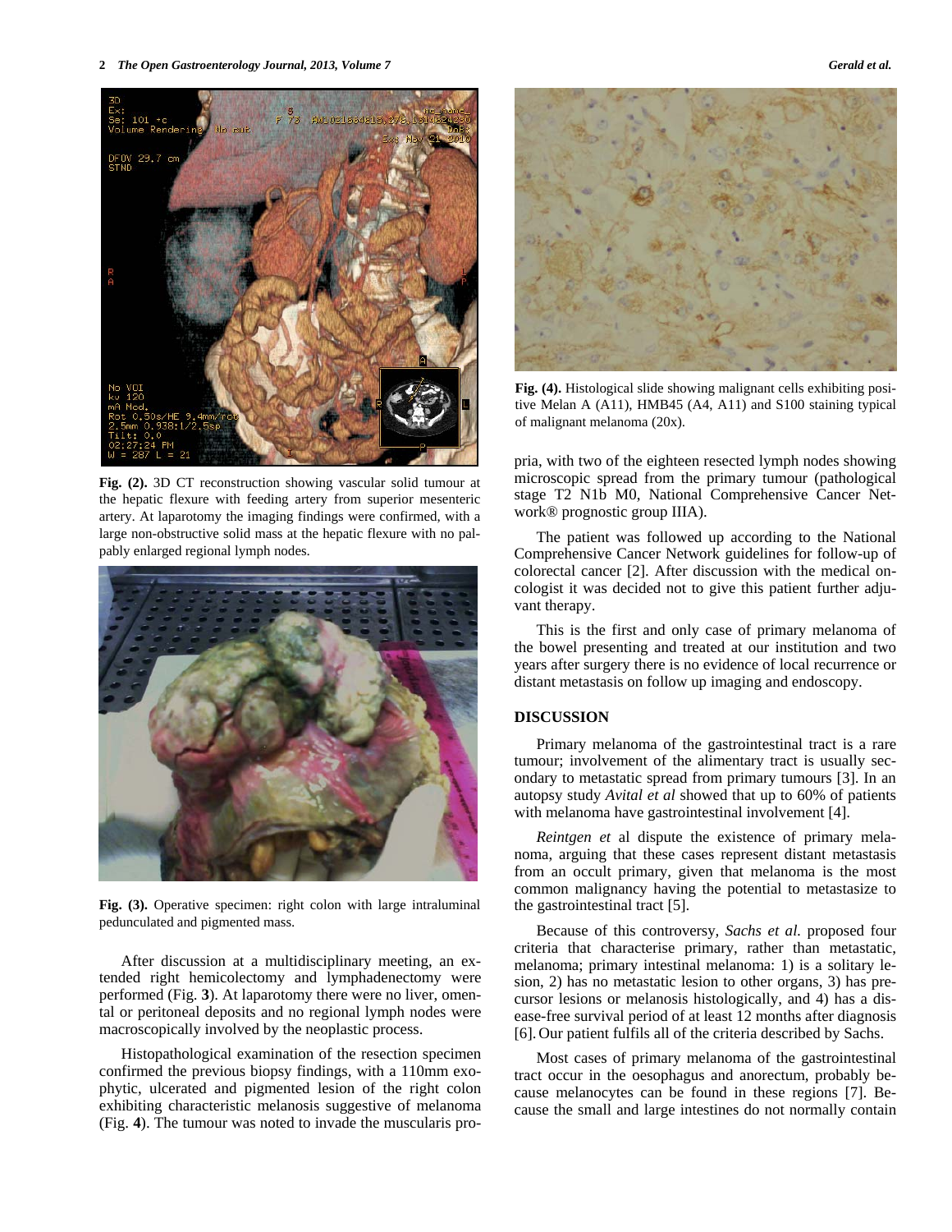Fig. (2). 3D CT reconstruction showing vascular solid tumour at the hepatic flexure with feeding artery from superior mesenteric artery. At laparotomy the imaging findings were confirmed, with a large non-obstructive solid mass at the hepatic flexure with no palpably enlarged regional lymph nodes.

Fig. (3). Operative specimen: right colon with large intraluminal pedunculated and pigmented mass.

After discussion at a multidisciplinary meeting, an extended right hemicolectomy and lymphadenectomy were performed (Fig. **3**). At laparotomy there were no liver, omental or peritoneal deposits and no regional lymph nodes were macroscopically involved by the neoplastic process.

Histopathological examination of the resection specimen confirmed the previous biopsy findings, with a 110mm exophytic, ulcerated and pigmented lesion of the right colon exhibiting characteristic melanosis suggestive of melanoma (Fig. **4**). The tumour was noted to invade the muscularis propria, with two of the eighteen resected lymph nodes showing microscopic spread from the primary tumour (pathological stage T2 N1b M0, National Comprehensive Cancer Network® prognostic group IIIA).

Fig. (4). Histological slide showing malignant cells exhibiting positive Melan A (A11), HMB45 (A4, A11) and S100 staining typical of malignant melanoma (20x).

The patient was followed up according to the National Comprehensive Cancer Network guidelines for follow-up of colorectal cancer [2]. After discussion with the medical oncologist it was decided not to give this patient further adjuvant therapy.

This is the first and only case of primary melanoma of the bowel presenting and treated at our institution and two years after surgery there is no evidence of local recurrence or distant metastasis on follow up imaging and endoscopy.

## DISCUSSION

Primary melanoma of the gastrointestinal tract is a rare tumour; involvement of the alimentary tract is usually secondary to metastatic spread from primary tumours [3]. In an autopsy study *Avital et al* showed that up to 60% of patients with melanoma have gastrointestinal involvement [4].

*Reintgen et* al dispute the existence of primary melanoma, arguing that these cases represent distant metastasis from an occult primary, given that melanoma is the most common malignancy having the potential to metastasize to the gastrointestinal tract [5].

Because of this controversy, *Sachs et al.* proposed four criteria that characterise primary, rather than metastatic, melanoma; primary intestinal melanoma: 1) is a solitary lesion, 2) has no metastatic lesion to other organs, 3) has precursor lesions or melanosis histologically, and 4) has a disease-free survival period of at least 12 months after diagnosis [6]. Our patient fulfils all of the criteria described by Sachs.

Most cases of primary melanoma of the gastrointestinal tract occur in the oesophagus and anorectum, probably because melanocytes can be found in these regions [7]. Because the small and large intestines do not normally contain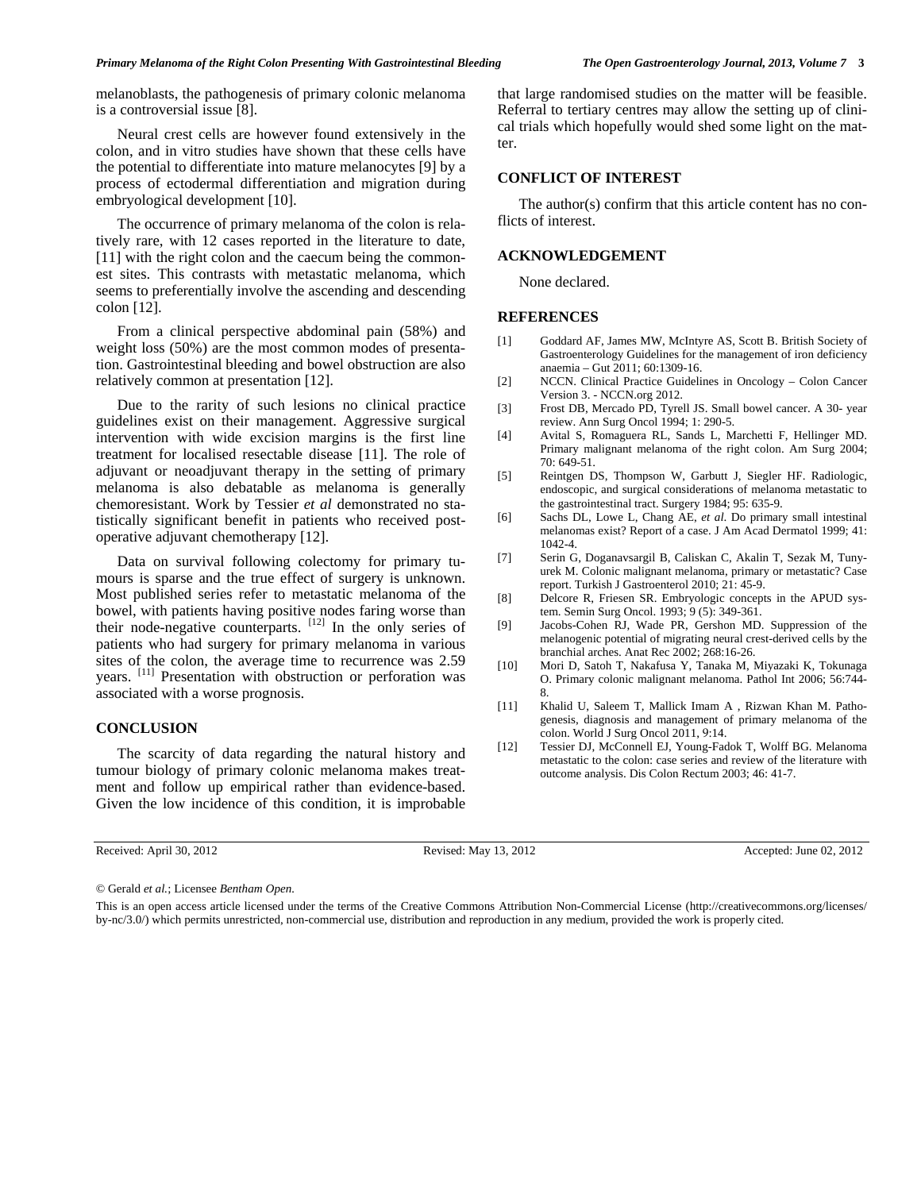melanoblasts, the pathogenesis of primary colonic melanoma is a controversial issue [8].

Neural crest cells are however found extensively in the colon, and in vitro studies have shown that these cells have the potential to differentiate into mature melanocytes [9] by a process of ectodermal differentiation and migration during embryological development [10].

The occurrence of primary melanoma of the colon is relatively rare, with 12 cases reported in the literature to date, [11] with the right colon and the caecum being the commonest sites. This contrasts with metastatic melanoma, which seems to preferentially involve the ascending and descending colon [12].

From a clinical perspective abdominal pain (58%) and weight loss (50%) are the most common modes of presentation. Gastrointestinal bleeding and bowel obstruction are also relatively common at presentation [12].

Due to the rarity of such lesions no clinical practice guidelines exist on their management. Aggressive surgical intervention with wide excision margins is the first line treatment for localised resectable disease [11]. The role of adjuvant or neoadjuvant therapy in the setting of primary melanoma is also debatable as melanoma is generally chemoresistant. Work by Tessier *et al* demonstrated no statistically significant benefit in patients who received post-operative adjuvant chemotherapy [12].

Data on survival following colectomy for primary tumours is sparse and the true effect of surgery is unknown. Most published series refer to metastatic melanoma of the bowel, with patients having positive nodes faring worse than their node-negative counterparts. [12] In the only series of patients who had surgery for primary melanoma in various sites of the colon, the average time to recurrence was 2.59 years. [11] Presentation with obstruction or perforation was associated with a worse prognosis.

## CONCLUSION

The scarcity of data regarding the natural history and tumour biology of primary colonic melanoma makes treatment and follow up empirical rather than evidence-based. Given the low incidence of this condition, it is improbable that large randomised studies on the matter will be feasible. Referral to tertiary centres may allow the setting up of clinical trials which hopefully would shed some light on the matter.

## CONFLICT OF INTEREST

The author(s) confirm that this article content has no conflicts of interest.

## ACKNOWLEDGEMENT

None declared.

## REFERENCES

[1] Goddard AF, James MW, McIntyre AS, Scott B. British Society of Gastroenterology Guidelines for the management of iron deficiency anaemia – Gut 2011; 60:1309-16.

[2] NCCN. Clinical Practice Guidelines in Oncology – Colon Cancer Version 3. - NCCN.org 2012.

[3] Frost DB, Mercado PD, Tyrell JS. Small bowel cancer. A 30- year review. Ann Surg Oncol 1994; 1: 290-5.

[4] Avital S, Romaguera RL, Sands L, Marchetti F, Hellinger MD. Primary malignant melanoma of the right colon. Am Surg 2004; 70: 649-51.

[5] Reintgen DS, Thompson W, Garbutt J, Siegler HF. Radiologic, endoscopic, and surgical considerations of melanoma metastatic to the gastrointestinal tract. Surgery 1984; 95: 635-9.

[6] Sachs DL, Lowe L, Chang AE, *et al.* Do primary small intestinal melanomas exist? Report of a case. J Am Acad Dermatol 1999; 41: 1042-4.

[7] Serin G, Doganavsargil B, Caliskan C, Akalin T, Sezak M, Tunyurek M. Colonic malignant melanoma, primary or metastatic? Case report. Turkish J Gastroenterol 2010; 21: 45-9.

[8] Delcore R, Friesen SR. Embryologic concepts in the APUD system. Semin Surg Oncol. 1993; 9 (5): 349-361.

[9] Jacobs-Cohen RJ, Wade PR, Gershon MD. Suppression of the melanogenic potential of migrating neural crest-derived cells by the branchial arches. Anat Rec 2002; 268:16-26.

[10] Mori D, Satoh T, Nakafusa Y, Tanaka M, Miyazaki K, Tokunaga O. Primary colonic malignant melanoma. Pathol Int 2006; 56:744-8.

[11] Khalid U, Saleem T, Mallick Imam A , Rizwan Khan M. Pathogenesis, diagnosis and management of primary melanoma of the colon. World J Surg Oncol 2011, 9:14.

[12] Tessier DJ, McConnell EJ, Young-Fadok T, Wolff BG. Melanoma metastatic to the colon: case series and review of the literature with outcome analysis. Dis Colon Rectum 2003; 46: 41-7.

Received: April 30, 2012 Revised: May 13, 2012 Accepted: June 02, 2012

© Gerald *et al.*; Licensee *Bentham Open*.

This is an open access article licensed under the terms of the Creative Commons Attribution Non-Commercial License (http://creativecommons.org/licenses/by-nc/3.0/) which permits unrestricted, non-commercial use, distribution and reproduction in any medium, provided the work is properly cited.